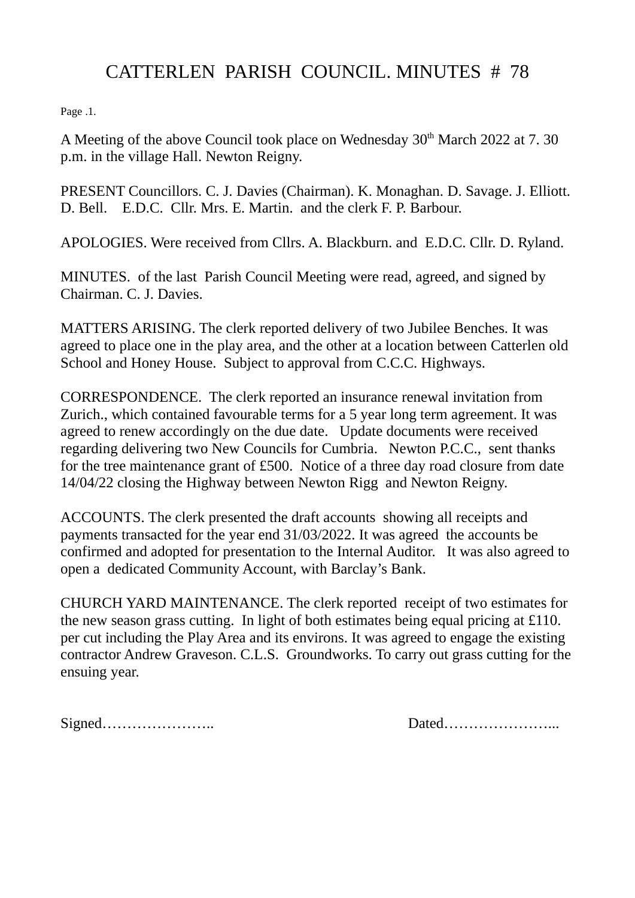# CATTERLEN PARISH COUNCIL. MINUTES # 78

Page .1.

A Meeting of the above Council took place on Wednesday 30th March 2022 at 7. 30 p.m. in the village Hall. Newton Reigny.

PRESENT Councillors. C. J. Davies (Chairman). K. Monaghan. D. Savage. J. Elliott. D. Bell. E.D.C. Cllr. Mrs. E. Martin. and the clerk F. P. Barbour.

APOLOGIES. Were received from Cllrs. A. Blackburn. and E.D.C. Cllr. D. Ryland.

MINUTES. of the last Parish Council Meeting were read, agreed, and signed by Chairman. C. J. Davies.

MATTERS ARISING. The clerk reported delivery of two Jubilee Benches. It was agreed to place one in the play area, and the other at a location between Catterlen old School and Honey House. Subject to approval from C.C.C. Highways.

CORRESPONDENCE. The clerk reported an insurance renewal invitation from Zurich., which contained favourable terms for a 5 year long term agreement. It was agreed to renew accordingly on the due date. Update documents were received regarding delivering two New Councils for Cumbria. Newton P.C.C., sent thanks for the tree maintenance grant of £500. Notice of a three day road closure from date 14/04/22 closing the Highway between Newton Rigg and Newton Reigny.

ACCOUNTS. The clerk presented the draft accounts showing all receipts and payments transacted for the year end 31/03/2022. It was agreed the accounts be confirmed and adopted for presentation to the Internal Auditor. It was also agreed to open a dedicated Community Account, with Barclay's Bank.

CHURCH YARD MAINTENANCE. The clerk reported receipt of two estimates for the new season grass cutting. In light of both estimates being equal pricing at £110. per cut including the Play Area and its environs. It was agreed to engage the existing contractor Andrew Graveson. C.L.S. Groundworks. To carry out grass cutting for the ensuing year.

Signed………………….. Dated…………………...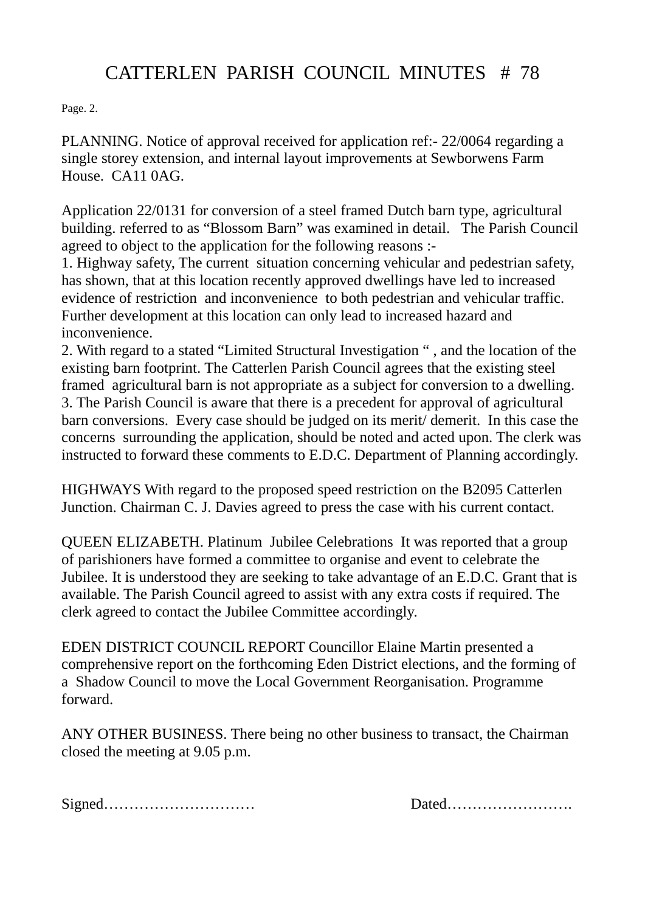# CATTERLEN PARISH COUNCIL MINUTES # 78

PLANNING. Notice of approval received for application ref:- 22/0064 regarding a single storey extension, and internal layout improvements at Sewborwens Farm House. CA11 0AG.

Application 22/0131 for conversion of a steel framed Dutch barn type, agricultural building. referred to as “Blossom Barn” was examined in detail. The Parish Council agreed to object to the application for the following reasons :-

1. Highway safety, The current situation concerning vehicular and pedestrian safety, has shown, that at this location recently approved dwellings have led to increased evidence of restriction and inconvenience to both pedestrian and vehicular traffic. Further development at this location can only lead to increased hazard and inconvenience.
2. With regard to a stated “Limited Structural Investigation “ , and the location of the existing barn footprint. The Catterlen Parish Council agrees that the existing steel framed agricultural barn is not appropriate as a subject for conversion to a dwelling.
3. The Parish Council is aware that there is a precedent for approval of agricultural barn conversions. Every case should be judged on its merit/ demerit. In this case the concerns surrounding the application, should be noted and acted upon. The clerk was instructed to forward these comments to E.D.C. Department of Planning accordingly.

HIGHWAYS With regard to the proposed speed restriction on the B2095 Catterlen Junction. Chairman C. J. Davies agreed to press the case with his current contact.

QUEEN ELIZABETH. Platinum Jubilee Celebrations It was reported that a group of parishioners have formed a committee to organise and event to celebrate the Jubilee. It is understood they are seeking to take advantage of an E.D.C. Grant that is available. The Parish Council agreed to assist with any extra costs if required. The clerk agreed to contact the Jubilee Committee accordingly.

EDEN DISTRICT COUNCIL REPORT Councillor Elaine Martin presented a comprehensive report on the forthcoming Eden District elections, and the forming of a Shadow Council to move the Local Government Reorganisation. Programme forward.

ANY OTHER BUSINESS. There being no other business to transact, the Chairman closed the meeting at 9.05 p.m.

Signed………………………… Dated…………………….